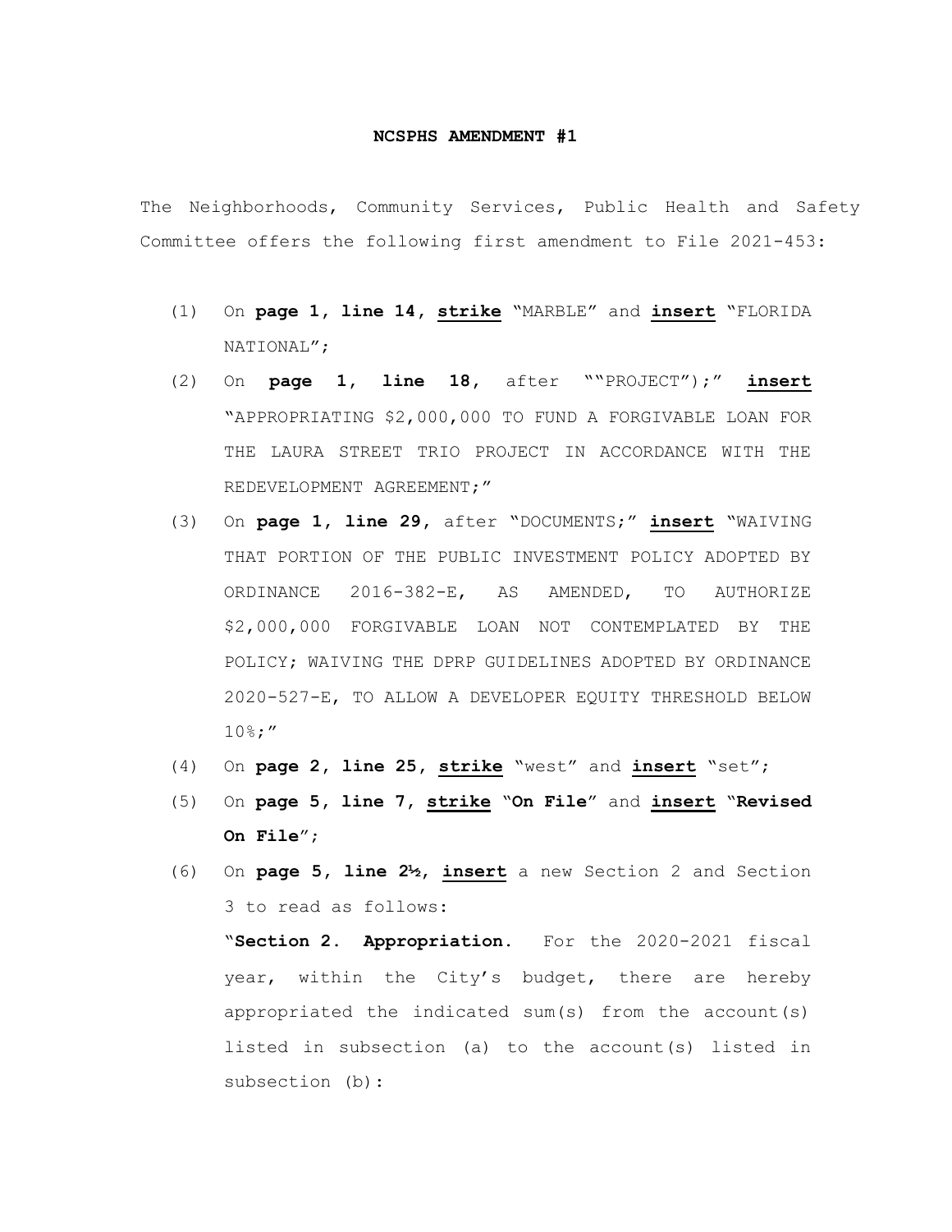**NCSPHS AMENDMENT #1**

The Neighborhoods, Community Services, Public Health and Safety Committee offers the following first amendment to File 2021-453:

(1) On **page 1, line 14, <u>strike</u>** "MARBLE" and **<u>insert</u>** "FLORIDA NATIONAL";

(2) On **page 1, line 18,** after ""PROJECT");" **<u>insert</u>** "APPROPRIATING $2,000,000 TO FUND A FORGIVABLE LOAN FOR THE LAURA STREET TRIO PROJECT IN ACCORDANCE WITH THE REDEVELOPMENT AGREEMENT;"

(3) On **page 1, line 29,** after "DOCUMENTS;" **<u>insert</u>** "WAIVING THAT PORTION OF THE PUBLIC INVESTMENT POLICY ADOPTED BY ORDINANCE 2016-382-E, AS AMENDED, TO AUTHORIZE $2,000,000 FORGIVABLE LOAN NOT CONTEMPLATED BY THE POLICY; WAIVING THE DPRP GUIDELINES ADOPTED BY ORDINANCE 2020-527-E, TO ALLOW A DEVELOPER EQUITY THRESHOLD BELOW 10%;"

(4) On **page 2, line 25, <u>strike</u>** "west" and **<u>insert</u>** "set";

(5) On **page 5, line 7, <u>strike</u>** "**On File**" and **<u>insert</u>** "**Revised On File**";

(6) On **page 5, line 2½, <u>insert</u>** a new Section 2 and Section 3 to read as follows:

"**Section 2. Appropriation.** For the 2020-2021 fiscal year, within the City's budget, there are hereby appropriated the indicated sum(s) from the account(s) listed in subsection (a) to the account(s) listed in subsection (b):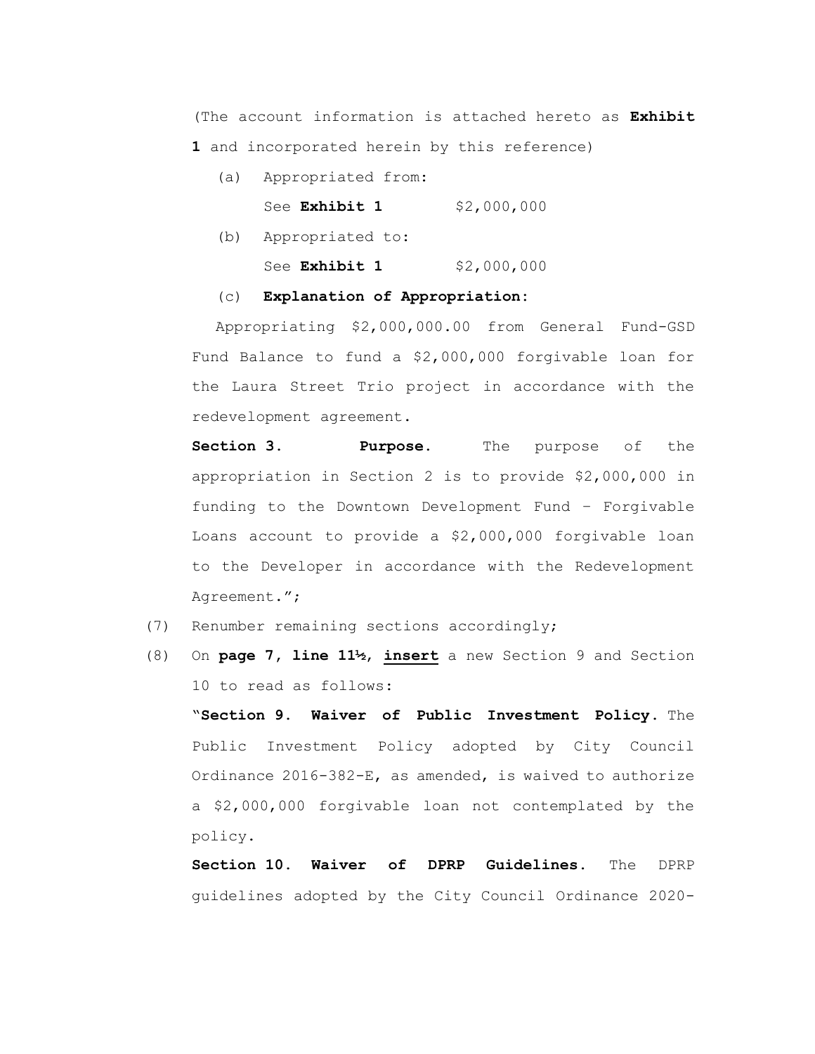(The account information is attached hereto as **Exhibit 1** and incorporated herein by this reference)

(a) Appropriated from:

See **Exhibit 1** $2,000,000

(b) Appropriated to:

See **Exhibit 1** $2,000,000

(c) **Explanation of Appropriation**:

Appropriating $2,000,000.00 from General Fund-GSD Fund Balance to fund a $2,000,000 forgivable loan for the Laura Street Trio project in accordance with the redevelopment agreement.

**Section 3. Purpose.** The purpose of the appropriation in Section 2 is to provide $2,000,000 in funding to the Downtown Development Fund – Forgivable Loans account to provide a $2,000,000 forgivable loan to the Developer in accordance with the Redevelopment Agreement.";

(7) Renumber remaining sections accordingly;

(8) On **page 7, line 11½**, **insert** a new Section 9 and Section 10 to read as follows:

"**Section 9. Waiver of Public Investment Policy.** The Public Investment Policy adopted by City Council Ordinance 2016-382-E, as amended, is waived to authorize a $2,000,000 forgivable loan not contemplated by the policy.

**Section 10. Waiver of DPRP Guidelines.** The DPRP guidelines adopted by the City Council Ordinance 2020-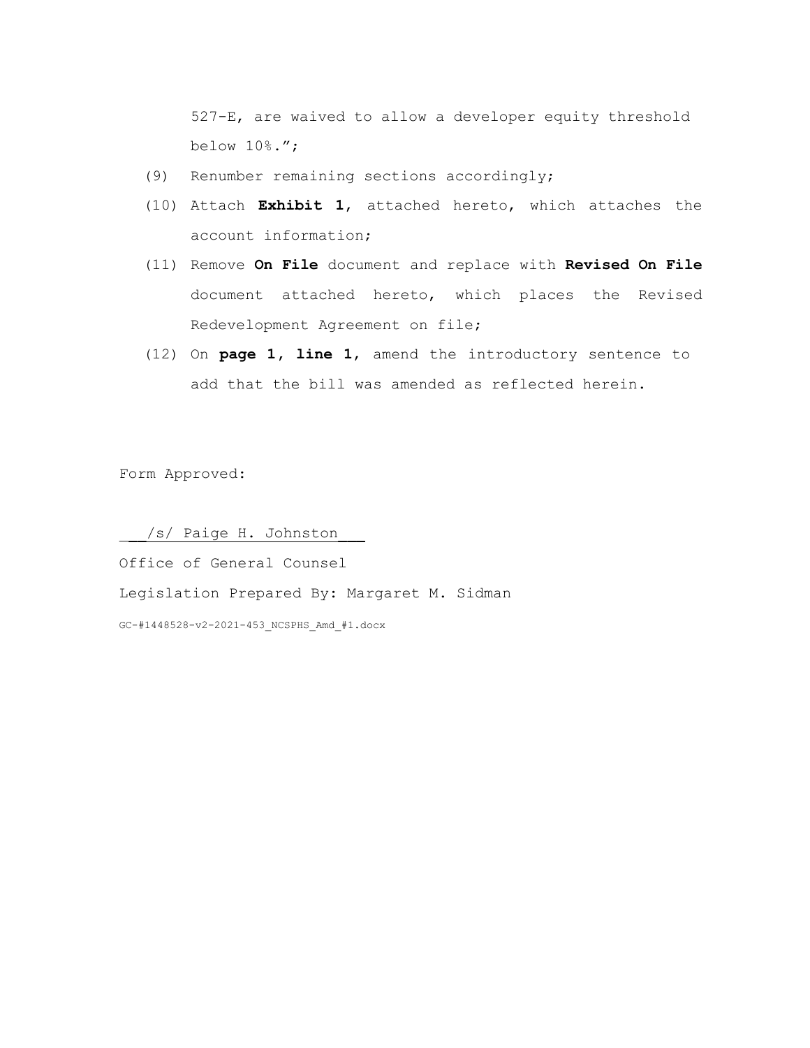527-E, are waived to allow a developer equity threshold below 10%.";

(9) Renumber remaining sections accordingly;

(10) Attach **Exhibit 1**, attached hereto, which attaches the account information;

(11) Remove **On File** document and replace with **Revised On File** document attached hereto, which places the Revised Redevelopment Agreement on file;

(12) On **page 1, line 1**, amend the introductory sentence to add that the bill was amended as reflected herein.

Form Approved:

/s/ Paige H. Johnston

Office of General Counsel

Legislation Prepared By: Margaret M. Sidman

GC-#1448528-v2-2021-453_NCSPHS_Amd_#1.docx